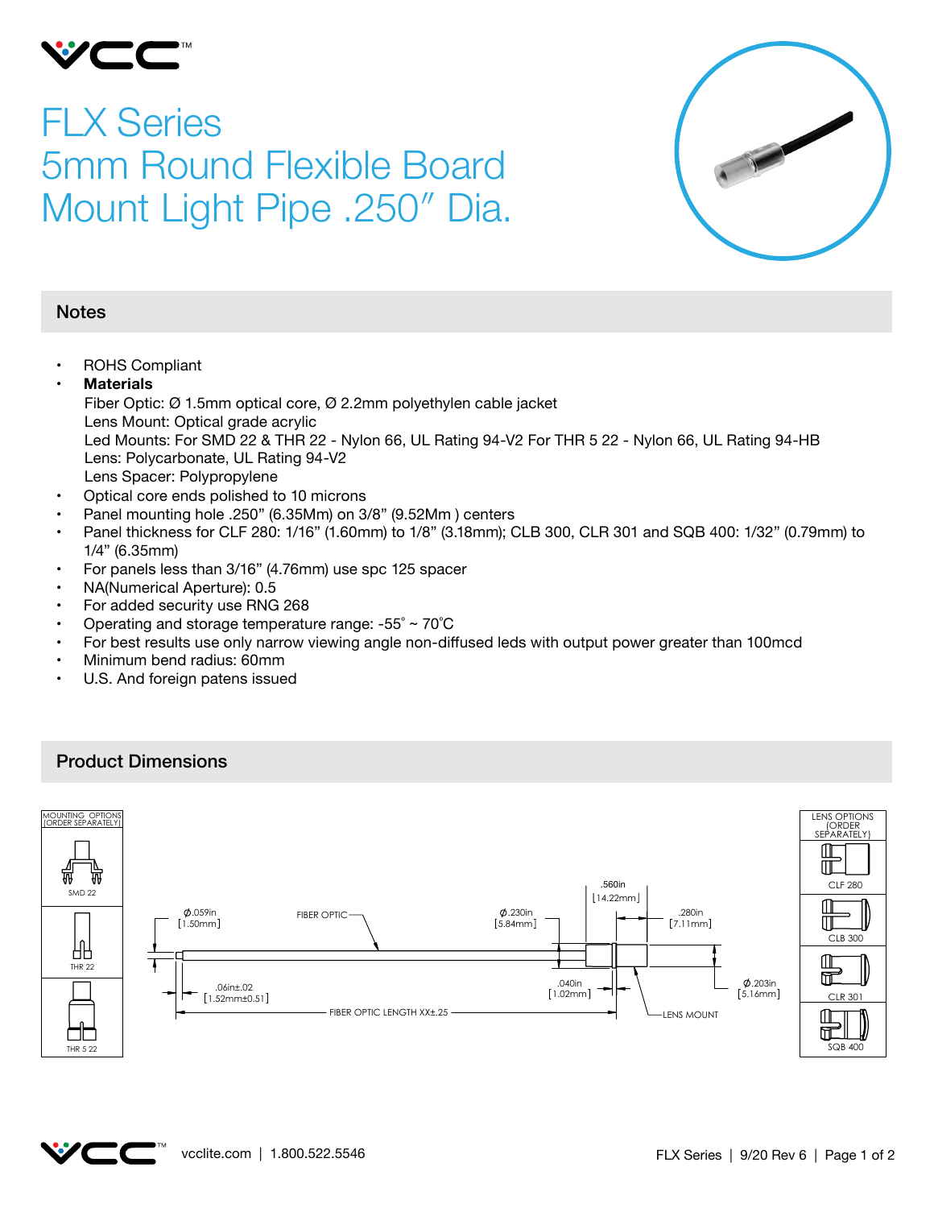# FLX Series
# 5mm Round Flexible Board Mount Light Pipe .250" Dia.

## Notes

- ROHS Compliant
- **Materials**
  Fiber Optic: Ø 1.5mm optical core, Ø 2.2mm polyethylen cable jacket
  Lens Mount: Optical grade acrylic
  Led Mounts: For SMD 22 & THR 22 - Nylon 66, UL Rating 94-V2 For THR 5 22 - Nylon 66, UL Rating 94-HB
  Lens: Polycarbonate, UL Rating 94-V2
  Lens Spacer: Polypropylene
- Optical core ends polished to 10 microns
- Panel mounting hole .250" (6.35Mm) on 3/8" (9.52Mm ) centers
- Panel thickness for CLF 280: 1/16" (1.60mm) to 1/8" (3.18mm); CLB 300, CLR 301 and SQB 400: 1/32" (0.79mm) to 1/4" (6.35mm)
- For panels less than 3/16" (4.76mm) use spc 125 spacer
- NA(Numerical Aperture): 0.5
- For added security use RNG 268
- Operating and storage temperature range: -55° ~ 70°C
- For best results use only narrow viewing angle non-diffused leds with output power greater than 100mcd
- Minimum bend radius: 60mm
- U.S. And foreign patens issued

## Product Dimensions

MOUNTING OPTIONS (ORDER SEPARATELY): SMD 22, THR 22, THR 5 22

FIBER OPTIC, Ø.059in [1.50mm], Ø.230in [5.84mm], .560in [14.22mm], .280in [7.11mm], .06in±.02 [1.52mm±0.51], .040in [1.02mm], Ø.203in [5.16mm], FIBER OPTIC LENGTH XX±.25, LENS MOUNT

LENS OPTIONS (ORDER SEPARATELY): CLF 280, CLB 300, CLR 301, SQB 400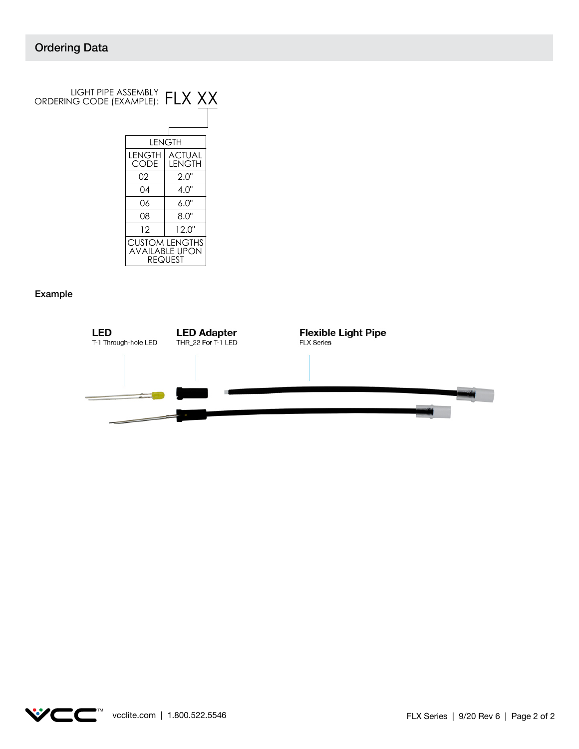## Ordering Data

LIGHT PIPE ASSEMBLY ORDERING CODE (EXAMPLE): FLX XX

| LENGTH | |
|---|---|
| LENGTH CODE | ACTUAL LENGTH |
| 02 | 2.0" |
| 04 | 4.0" |
| 06 | 6.0" |
| 08 | 8.0" |
| 12 | 12.0" |
| CUSTOM LENGTHS AVAILABLE UPON REQUEST | |

### Example

**LED**
T-1 Through-hole LED

**LED Adapter**
THR_22 For T-1 LED

**Flexible Light Pipe**
FLX Series